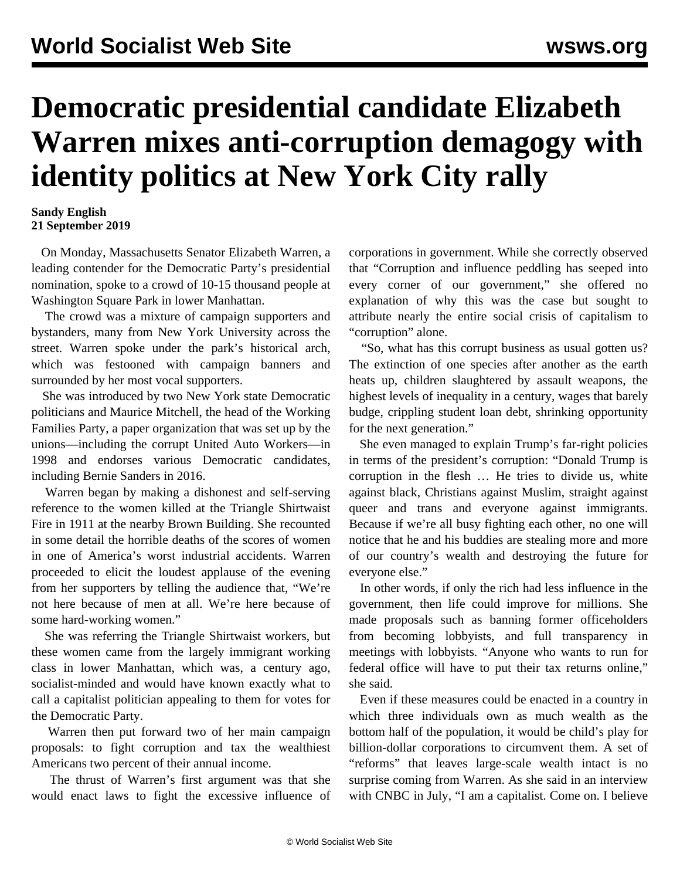# Democratic presidential candidate Elizabeth Warren mixes anti-corruption demagogy with identity politics at New York City rally

**Sandy English**
**21 September 2019**

On Monday, Massachusetts Senator Elizabeth Warren, a leading contender for the Democratic Party's presidential nomination, spoke to a crowd of 10-15 thousand people at Washington Square Park in lower Manhattan.

The crowd was a mixture of campaign supporters and bystanders, many from New York University across the street. Warren spoke under the park's historical arch, which was festooned with campaign banners and surrounded by her most vocal supporters.

She was introduced by two New York state Democratic politicians and Maurice Mitchell, the head of the Working Families Party, a paper organization that was set up by the unions—including the corrupt United Auto Workers—in 1998 and endorses various Democratic candidates, including Bernie Sanders in 2016.

Warren began by making a dishonest and self-serving reference to the women killed at the Triangle Shirtwaist Fire in 1911 at the nearby Brown Building. She recounted in some detail the horrible deaths of the scores of women in one of America's worst industrial accidents. Warren proceeded to elicit the loudest applause of the evening from her supporters by telling the audience that, "We're not here because of men at all. We're here because of some hard-working women."

She was referring the Triangle Shirtwaist workers, but these women came from the largely immigrant working class in lower Manhattan, which was, a century ago, socialist-minded and would have known exactly what to call a capitalist politician appealing to them for votes for the Democratic Party.

Warren then put forward two of her main campaign proposals: to fight corruption and tax the wealthiest Americans two percent of their annual income.

The thrust of Warren's first argument was that she would enact laws to fight the excessive influence of corporations in government. While she correctly observed that "Corruption and influence peddling has seeped into every corner of our government," she offered no explanation of why this was the case but sought to attribute nearly the entire social crisis of capitalism to "corruption" alone.

"So, what has this corrupt business as usual gotten us? The extinction of one species after another as the earth heats up, children slaughtered by assault weapons, the highest levels of inequality in a century, wages that barely budge, crippling student loan debt, shrinking opportunity for the next generation."

She even managed to explain Trump's far-right policies in terms of the president's corruption: "Donald Trump is corruption in the flesh … He tries to divide us, white against black, Christians against Muslim, straight against queer and trans and everyone against immigrants. Because if we're all busy fighting each other, no one will notice that he and his buddies are stealing more and more of our country's wealth and destroying the future for everyone else."

In other words, if only the rich had less influence in the government, then life could improve for millions. She made proposals such as banning former officeholders from becoming lobbyists, and full transparency in meetings with lobbyists. "Anyone who wants to run for federal office will have to put their tax returns online," she said.

Even if these measures could be enacted in a country in which three individuals own as much wealth as the bottom half of the population, it would be child's play for billion-dollar corporations to circumvent them. A set of "reforms" that leaves large-scale wealth intact is no surprise coming from Warren. As she said in an interview with CNBC in July, "I am a capitalist. Come on. I believe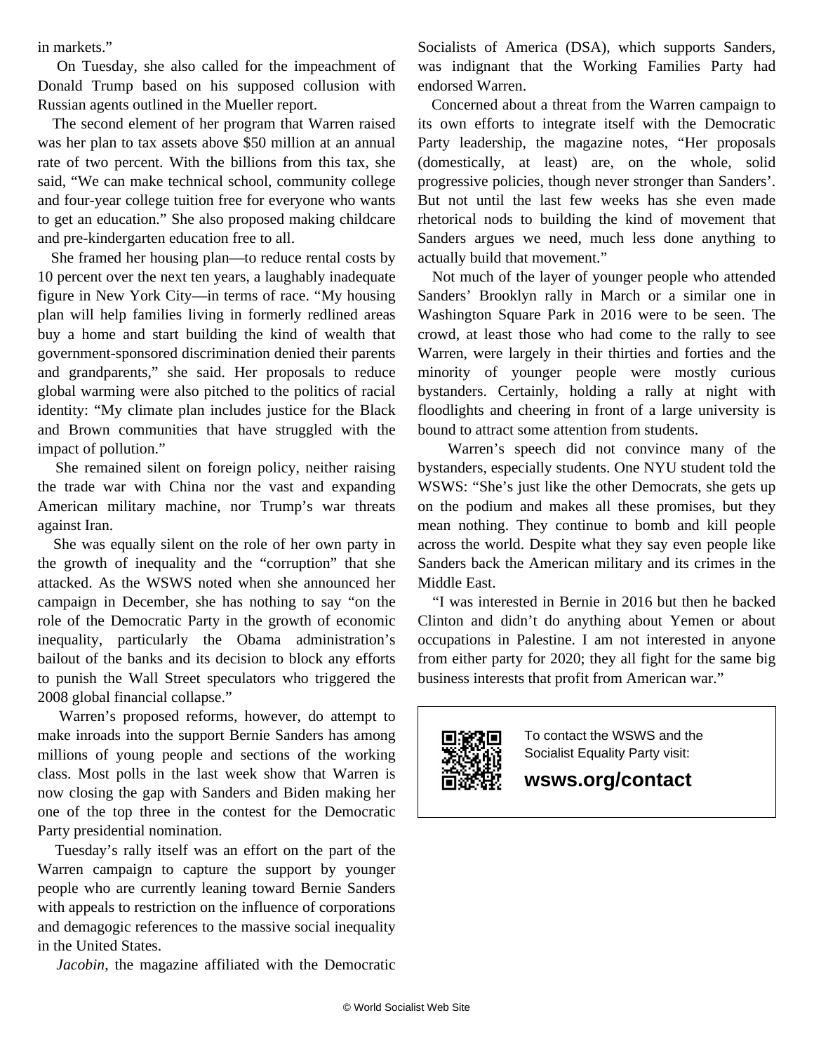in markets."

On Tuesday, she also called for the impeachment of Donald Trump based on his supposed collusion with Russian agents outlined in the Mueller report.

The second element of her program that Warren raised was her plan to tax assets above $50 million at an annual rate of two percent. With the billions from this tax, she said, "We can make technical school, community college and four-year college tuition free for everyone who wants to get an education." She also proposed making childcare and pre-kindergarten education free to all.

She framed her housing plan—to reduce rental costs by 10 percent over the next ten years, a laughably inadequate figure in New York City—in terms of race. "My housing plan will help families living in formerly redlined areas buy a home and start building the kind of wealth that government-sponsored discrimination denied their parents and grandparents," she said. Her proposals to reduce global warming were also pitched to the politics of racial identity: "My climate plan includes justice for the Black and Brown communities that have struggled with the impact of pollution."

She remained silent on foreign policy, neither raising the trade war with China nor the vast and expanding American military machine, nor Trump's war threats against Iran.

She was equally silent on the role of her own party in the growth of inequality and the "corruption" that she attacked. As the WSWS noted when she announced her campaign in December, she has nothing to say "on the role of the Democratic Party in the growth of economic inequality, particularly the Obama administration's bailout of the banks and its decision to block any efforts to punish the Wall Street speculators who triggered the 2008 global financial collapse."

Warren's proposed reforms, however, do attempt to make inroads into the support Bernie Sanders has among millions of young people and sections of the working class. Most polls in the last week show that Warren is now closing the gap with Sanders and Biden making her one of the top three in the contest for the Democratic Party presidential nomination.

Tuesday's rally itself was an effort on the part of the Warren campaign to capture the support by younger people who are currently leaning toward Bernie Sanders with appeals to restriction on the influence of corporations and demagogic references to the massive social inequality in the United States.

*Jacobin*, the magazine affiliated with the Democratic Socialists of America (DSA), which supports Sanders, was indignant that the Working Families Party had endorsed Warren.

Concerned about a threat from the Warren campaign to its own efforts to integrate itself with the Democratic Party leadership, the magazine notes, "Her proposals (domestically, at least) are, on the whole, solid progressive policies, though never stronger than Sanders'. But not until the last few weeks has she even made rhetorical nods to building the kind of movement that Sanders argues we need, much less done anything to actually build that movement."

Not much of the layer of younger people who attended Sanders' Brooklyn rally in March or a similar one in Washington Square Park in 2016 were to be seen. The crowd, at least those who had come to the rally to see Warren, were largely in their thirties and forties and the minority of younger people were mostly curious bystanders. Certainly, holding a rally at night with floodlights and cheering in front of a large university is bound to attract some attention from students.

Warren's speech did not convince many of the bystanders, especially students. One NYU student told the WSWS: "She's just like the other Democrats, she gets up on the podium and makes all these promises, but they mean nothing. They continue to bomb and kill people across the world. Despite what they say even people like Sanders back the American military and its crimes in the Middle East.

"I was interested in Bernie in 2016 but then he backed Clinton and didn't do anything about Yemen or about occupations in Palestine. I am not interested in anyone from either party for 2020; they all fight for the same big business interests that profit from American war."

To contact the WSWS and the Socialist Equality Party visit:

**wsws.org/contact**